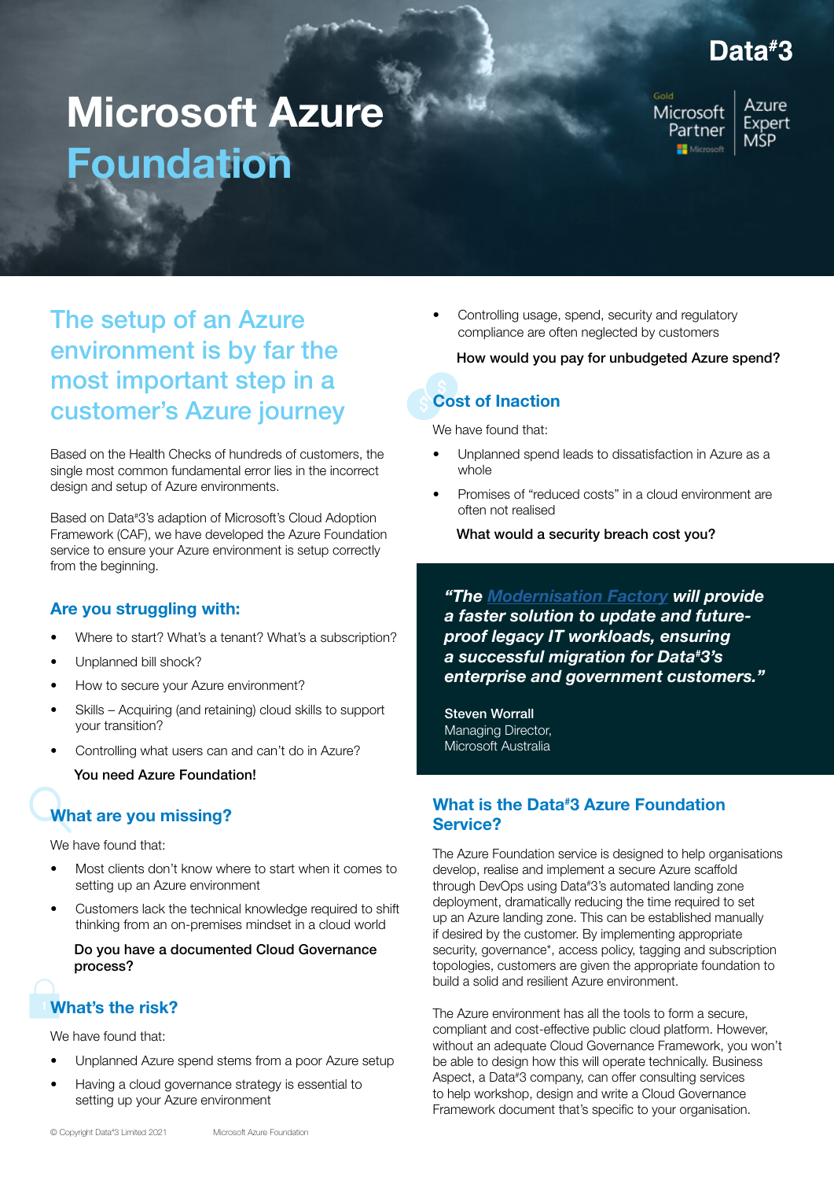Data#3

Gold Microsoft Partner | Azure Expert MSP

# Microsoft Azure Foundation

## The setup of an Azure environment is by far the most important step in a customer's Azure journey

Based on the Health Checks of hundreds of customers, the single most common fundamental error lies in the incorrect design and setup of Azure environments.

Based on Data#3's adaption of Microsoft's Cloud Adoption Framework (CAF), we have developed the Azure Foundation service to ensure your Azure environment is setup correctly from the beginning.

### Are you struggling with:

- Where to start? What's a tenant? What's a subscription?
- Unplanned bill shock?
- How to secure your Azure environment?
- Skills – Acquiring (and retaining) cloud skills to support your transition?
- Controlling what users can and can't do in Azure?

**You need Azure Foundation!**

### What are you missing?

We have found that:

- Most clients don't know where to start when it comes to setting up an Azure environment
- Customers lack the technical knowledge required to shift thinking from an on-premises mindset in a cloud world

**Do you have a documented Cloud Governance process?**

### What's the risk?

We have found that:

- Unplanned Azure spend stems from a poor Azure setup
- Having a cloud governance strategy is essential to setting up your Azure environment
- Controlling usage, spend, security and regulatory compliance are often neglected by customers

**How would you pay for unbudgeted Azure spend?**

### Cost of Inaction

We have found that:

- Unplanned spend leads to dissatisfaction in Azure as a whole
- Promises of "reduced costs" in a cloud environment are often not realised

**What would a security breach cost you?**

> ***"The Modernisation Factory will provide a faster solution to update and future-proof legacy IT workloads, ensuring a successful migration for Data#3's enterprise and government customers."***
>
> **Steven Worrall**
> Managing Director,
> Microsoft Australia

### What is the Data#3 Azure Foundation Service?

The Azure Foundation service is designed to help organisations develop, realise and implement a secure Azure scaffold through DevOps using Data#3's automated landing zone deployment, dramatically reducing the time required to set up an Azure landing zone. This can be established manually if desired by the customer. By implementing appropriate security, governance*, access policy, tagging and subscription topologies, customers are given the appropriate foundation to build a solid and resilient Azure environment.

The Azure environment has all the tools to form a secure, compliant and cost-effective public cloud platform. However, without an adequate Cloud Governance Framework, you won't be able to design how this will operate technically. Business Aspect, a Data#3 company, can offer consulting services to help workshop, design and write a Cloud Governance Framework document that's specific to your organisation.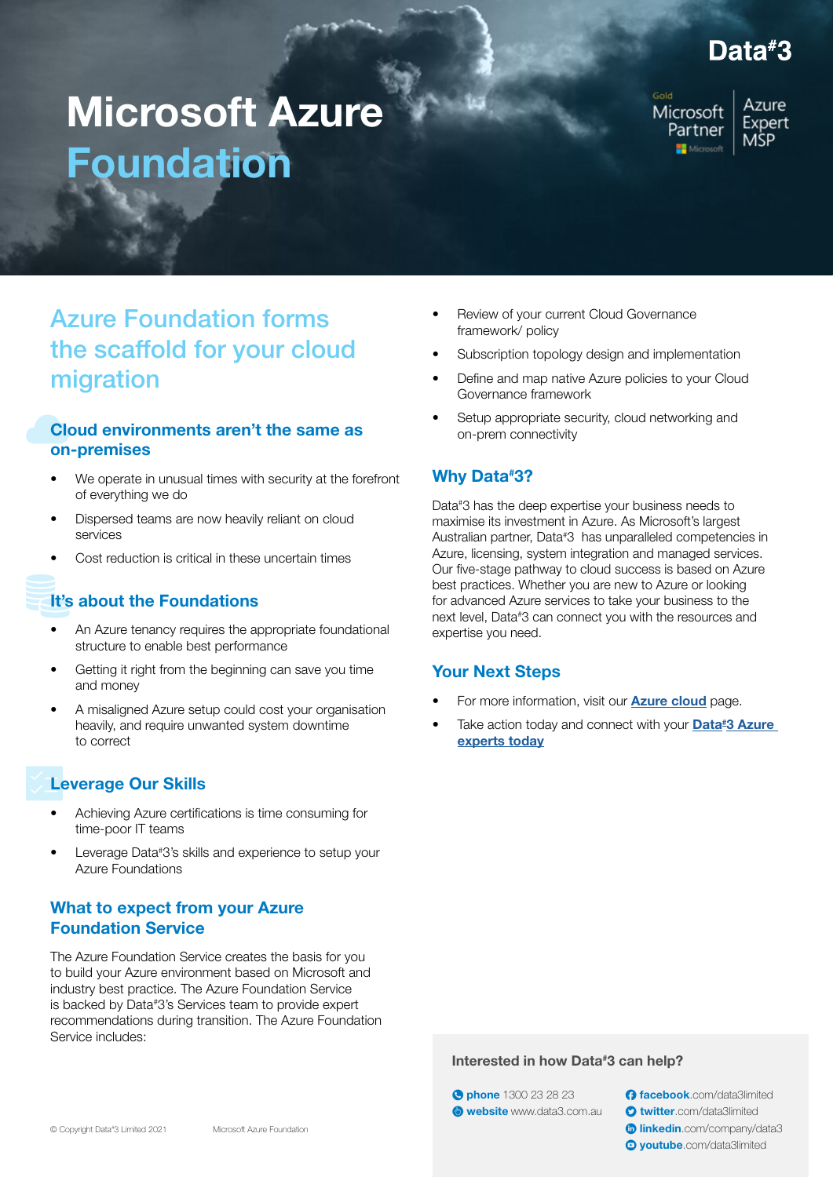Data#3

Gold Microsoft Partner | Azure Expert MSP

# Microsoft Azure Foundation

## Azure Foundation forms the scaffold for your cloud migration

### Cloud environments aren't the same as on-premises

- We operate in unusual times with security at the forefront of everything we do
- Dispersed teams are now heavily reliant on cloud services
- Cost reduction is critical in these uncertain times

### It's about the Foundations

- An Azure tenancy requires the appropriate foundational structure to enable best performance
- Getting it right from the beginning can save you time and money
- A misaligned Azure setup could cost your organisation heavily, and require unwanted system downtime to correct

### Leverage Our Skills

- Achieving Azure certifications is time consuming for time-poor IT teams
- Leverage Data#3's skills and experience to setup your Azure Foundations

### What to expect from your Azure Foundation Service

The Azure Foundation Service creates the basis for you to build your Azure environment based on Microsoft and industry best practice. The Azure Foundation Service is backed by Data#3's Services team to provide expert recommendations during transition. The Azure Foundation Service includes:

- Review of your current Cloud Governance framework/ policy
- Subscription topology design and implementation
- Define and map native Azure policies to your Cloud Governance framework
- Setup appropriate security, cloud networking and on-prem connectivity

### Why Data#3?

Data#3 has the deep expertise your business needs to maximise its investment in Azure. As Microsoft's largest Australian partner, Data#3 has unparalleled competencies in Azure, licensing, system integration and managed services. Our five-stage pathway to cloud success is based on Azure best practices. Whether you are new to Azure or looking for advanced Azure services to take your business to the next level, Data#3 can connect you with the resources and expertise you need.

### Your Next Steps

- For more information, visit our **Azure cloud** page.
- Take action today and connect with your **Data#3 Azure experts today**

**Interested in how Data#3 can help?**

**phone** 1300 23 28 23
**website** www.data3.com.au
**facebook**.com/data3limited
**twitter**.com/data3limited
**linkedin**.com/company/data3
**youtube**.com/data3limited

© Copyright Data#3 Limited 2021 Microsoft Azure Foundation